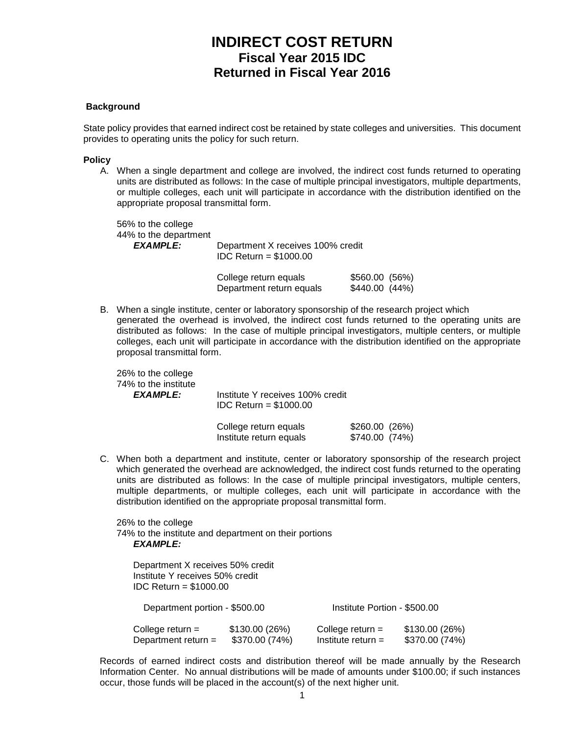# INDIRECT COST RETURN
## Fiscal Year 2015 IDC
## Returned in Fiscal Year 2016

**Background**

State policy provides that earned indirect cost be retained by state colleges and universities. This document provides to operating units the policy for such return.

**Policy**

A. When a single department and college are involved, the indirect cost funds returned to operating units are distributed as follows: In the case of multiple principal investigators, multiple departments, or multiple colleges, each unit will participate in accordance with the distribution identified on the appropriate proposal transmittal form.

   56% to the college
   44% to the department

   ***EXAMPLE:*** Department X receives 100% credit
   IDC Return = $1000.00

   College return equals $560.00 (56%)
   Department return equals $440.00 (44%)

B. When a single institute, center or laboratory sponsorship of the research project which generated the overhead is involved, the indirect cost funds returned to the operating units are distributed as follows: In the case of multiple principal investigators, multiple centers, or multiple colleges, each unit will participate in accordance with the distribution identified on the appropriate proposal transmittal form.

   26% to the college
   74% to the institute

   ***EXAMPLE:*** Institute Y receives 100% credit
   IDC Return = $1000.00

   College return equals $260.00 (26%)
   Institute return equals $740.00 (74%)

C. When both a department and institute, center or laboratory sponsorship of the research project which generated the overhead are acknowledged, the indirect cost funds returned to the operating units are distributed as follows: In the case of multiple principal investigators, multiple centers, multiple departments, or multiple colleges, each unit will participate in accordance with the distribution identified on the appropriate proposal transmittal form.

   26% to the college
   74% to the institute and department on their portions

   ***EXAMPLE:***

   Department X receives 50% credit
   Institute Y receives 50% credit
   IDC Return = $1000.00

| Department portion - $500.00 | | Institute Portion - $500.00 | |
|---|---|---|---|
| College return = | $130.00 (26%) | College return = | $130.00 (26%) |
| Department return = | $370.00 (74%) | Institute return = | $370.00 (74%) |

Records of earned indirect costs and distribution thereof will be made annually by the Research Information Center. No annual distributions will be made of amounts under $100.00; if such instances occur, those funds will be placed in the account(s) of the next higher unit.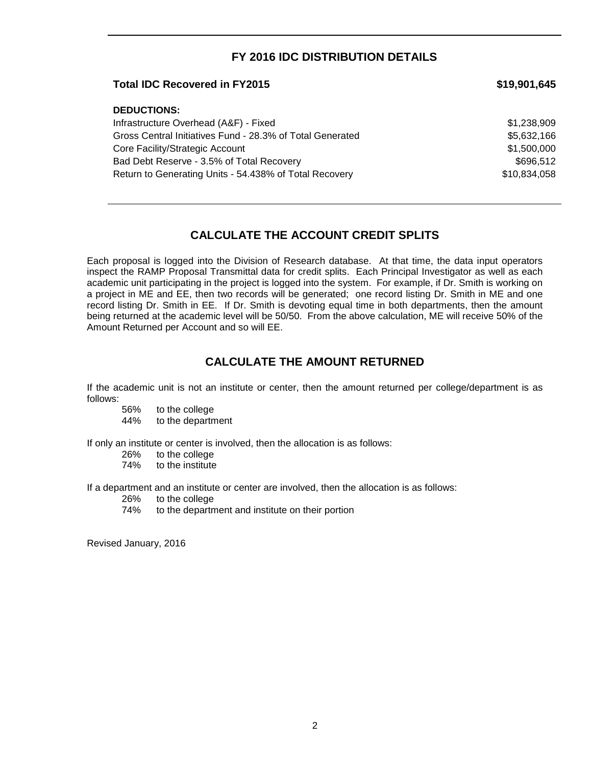## FY 2016 IDC DISTRIBUTION DETAILS

| | |
|---|---|
| **Total IDC Recovered in FY2015** | **$19,901,645** |
| **DEDUCTIONS:** | |
| Infrastructure Overhead (A&F) - Fixed | $1,238,909 |
| Gross Central Initiatives Fund - 28.3% of Total Generated | $5,632,166 |
| Core Facility/Strategic Account | $1,500,000 |
| Bad Debt Reserve - 3.5% of Total Recovery | $696,512 |
| Return to Generating Units - 54.438% of Total Recovery | $10,834,058 |

## CALCULATE THE ACCOUNT CREDIT SPLITS

Each proposal is logged into the Division of Research database. At that time, the data input operators inspect the RAMP Proposal Transmittal data for credit splits. Each Principal Investigator as well as each academic unit participating in the project is logged into the system. For example, if Dr. Smith is working on a project in ME and EE, then two records will be generated; one record listing Dr. Smith in ME and one record listing Dr. Smith in EE. If Dr. Smith is devoting equal time in both departments, then the amount being returned at the academic level will be 50/50. From the above calculation, ME will receive 50% of the Amount Returned per Account and so will EE.

## CALCULATE THE AMOUNT RETURNED

If the academic unit is not an institute or center, then the amount returned per college/department is as follows:

- 56% to the college
- 44% to the department

If only an institute or center is involved, then the allocation is as follows:

- 26% to the college
- 74% to the institute

If a department and an institute or center are involved, then the allocation is as follows:

- 26% to the college
- 74% to the department and institute on their portion

Revised January, 2016